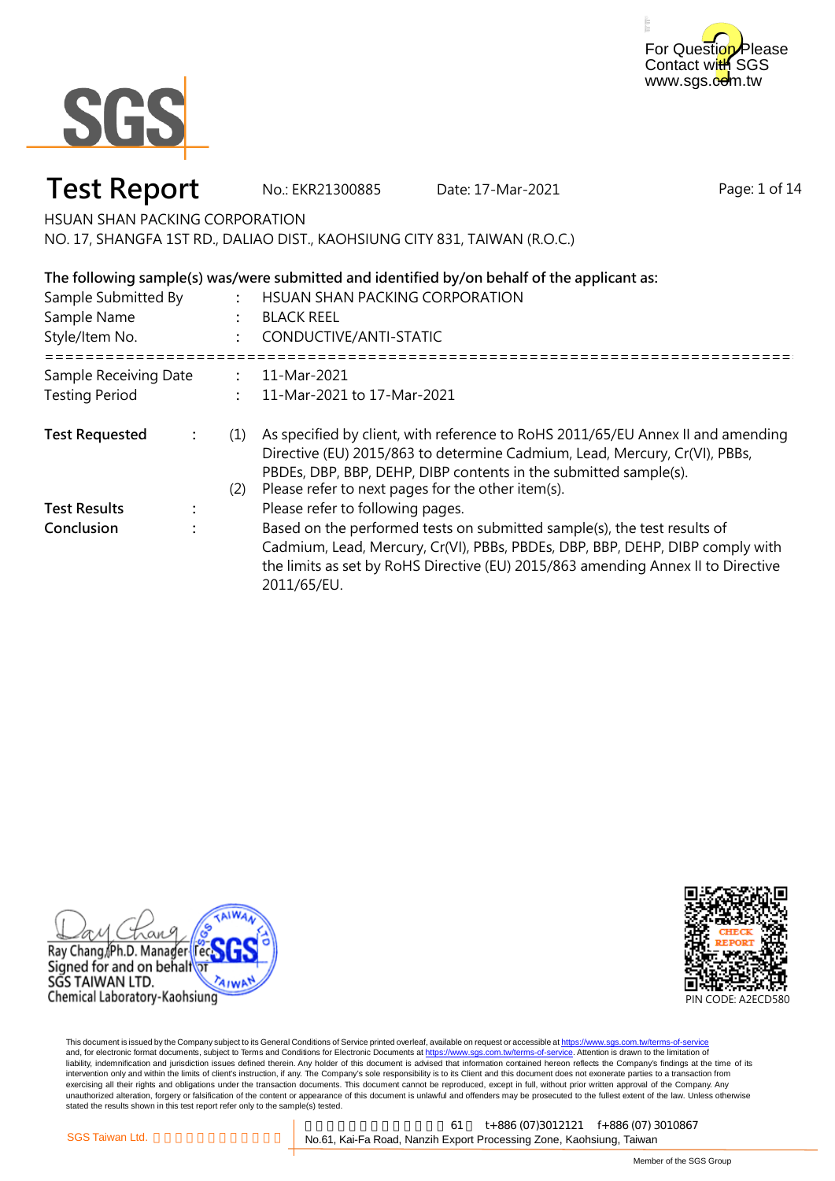For Question Please Contact with SGS
www.sgs.com.tw

# Test Report

No.: EKR21300885　　Date: 17-Mar-2021

HSUAN SHAN PACKING CORPORATION
NO. 17, SHANGFA 1ST RD., DALIAO DIST., KAOHSIUNG CITY 831, TAIWAN (R.O.C.)

**The following sample(s) was/were submitted and identified by/on behalf of the applicant as:**

Sample Submitted By : HSUAN SHAN PACKING CORPORATION
Sample Name : BLACK REEL
Style/Item No. : CONDUCTIVE/ANTI-STATIC

===========================================================================

Sample Receiving Date : 11-Mar-2021
Testing Period : 11-Mar-2021 to 17-Mar-2021

**Test Requested** :
(1) As specified by client, with reference to RoHS 2011/65/EU Annex II and amending Directive (EU) 2015/863 to determine Cadmium, Lead, Mercury, Cr(VI), PBBs, PBDEs, DBP, BBP, DEHP, DIBP contents in the submitted sample(s).
(2) Please refer to next pages for the other item(s).

**Test Results** : Please refer to following pages.

**Conclusion** : Based on the performed tests on submitted sample(s), the test results of Cadmium, Lead, Mercury, Cr(VI), PBBs, PBDEs, DBP, BBP, DEHP, DIBP comply with the limits as set by RoHS Directive (EU) 2015/863 amending Annex II to Directive 2011/65/EU.

Ray Chang, Ph.D. Manager
Signed for and on behalf of
SGS TAIWAN LTD.
Chemical Laboratory-Kaohsiung

CHECK REPORT
PIN CODE: A2ECD580

This document is issued by the Company subject to its General Conditions of Service printed overleaf, available on request or accessible at https://www.sgs.com.tw/terms-of-service and, for electronic format documents, subject to Terms and Conditions for Electronic Documents at https://www.sgs.com.tw/terms-of-service. Attention is drawn to the limitation of liability, indemnification and jurisdiction issues defined therein. Any holder of this document is advised that information contained hereon reflects the Company's findings at the time of its intervention only and within the limits of client's instruction, if any. The Company's sole responsibility is to its Client and this document does not exonerate parties to a transaction from exercising all their rights and obligations under the transaction documents. This document cannot be reproduced, except in full, without prior written approval of the Company. Any unauthorized alteration, forgery or falsification of the content or appearance of this document is unlawful and offenders may be prosecuted to the fullest extent of the law. Unless otherwise stated the results shown in this test report refer only to the sample(s) tested.

SGS Taiwan Ltd. | 61 t+886 (07)3012121 f+886 (07) 3010867 | No.61, Kai-Fa Road, Nanzih Export Processing Zone, Kaohsiung, Taiwan

Member of the SGS Group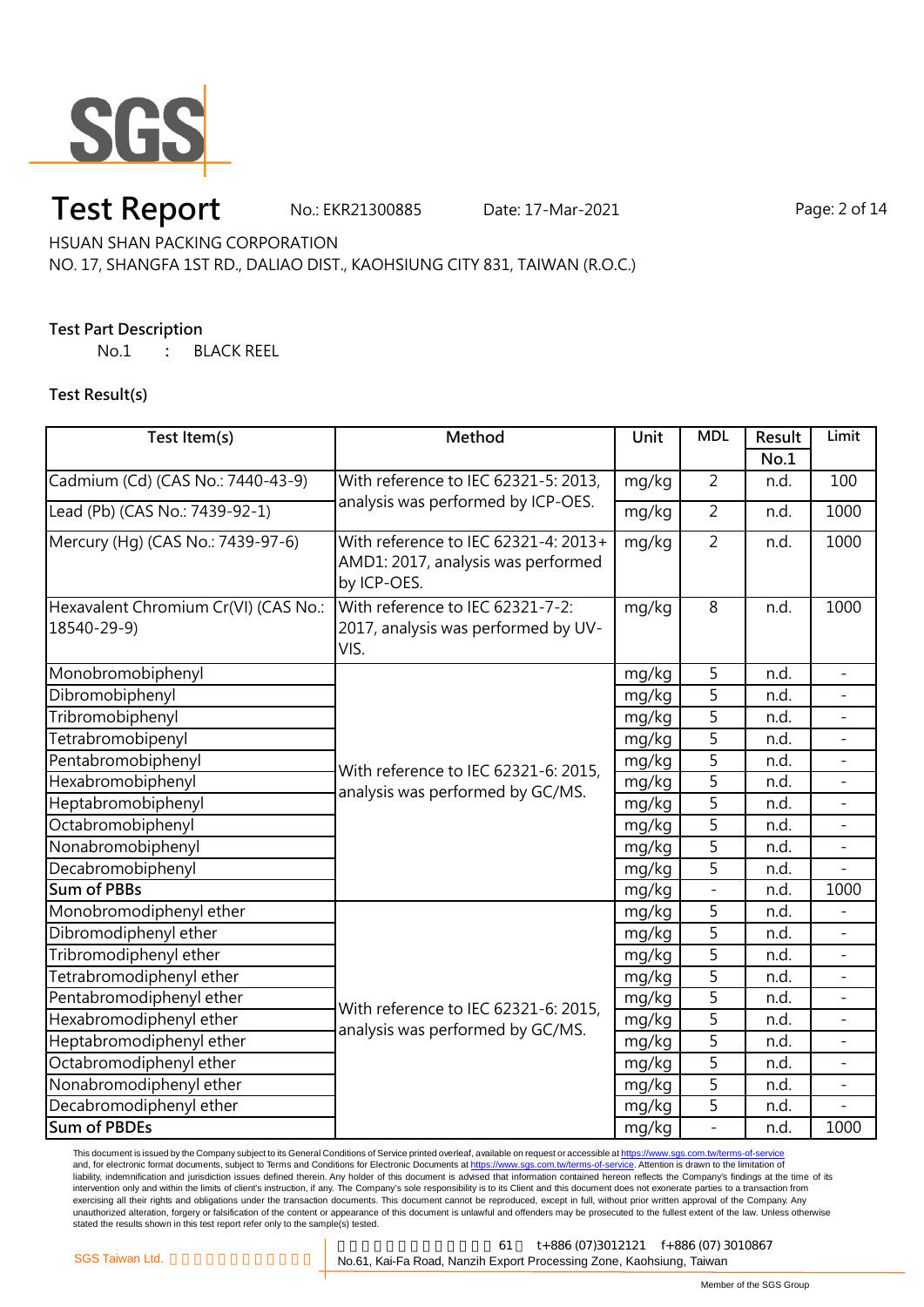# Test Report

No.: EKR21300885 Date: 17-Mar-2021

HSUAN SHAN PACKING CORPORATION

NO. 17, SHANGFA 1ST RD., DALIAO DIST., KAOHSIUNG CITY 831, TAIWAN (R.O.C.)

**Test Part Description**

No.1 : BLACK REEL

**Test Result(s)**

| Test Item(s) | Method | Unit | MDL | Result No.1 | Limit |
|---|---|---|---|---|---|
| Cadmium (Cd) (CAS No.: 7440-43-9) | With reference to IEC 62321-5: 2013, analysis was performed by ICP-OES. | mg/kg | 2 | n.d. | 100 |
| Lead (Pb) (CAS No.: 7439-92-1) | | mg/kg | 2 | n.d. | 1000 |
| Mercury (Hg) (CAS No.: 7439-97-6) | With reference to IEC 62321-4: 2013+ AMD1: 2017, analysis was performed by ICP-OES. | mg/kg | 2 | n.d. | 1000 |
| Hexavalent Chromium Cr(VI) (CAS No.: 18540-29-9) | With reference to IEC 62321-7-2: 2017, analysis was performed by UV-VIS. | mg/kg | 8 | n.d. | 1000 |
| Monobromobiphenyl | With reference to IEC 62321-6: 2015, analysis was performed by GC/MS. | mg/kg | 5 | n.d. | - |
| Dibromobiphenyl | | mg/kg | 5 | n.d. | - |
| Tribromobiphenyl | | mg/kg | 5 | n.d. | - |
| Tetrabromobipenyl | | mg/kg | 5 | n.d. | - |
| Pentabromobiphenyl | | mg/kg | 5 | n.d. | - |
| Hexabromobiphenyl | | mg/kg | 5 | n.d. | - |
| Heptabromobiphenyl | | mg/kg | 5 | n.d. | - |
| Octabromobiphenyl | | mg/kg | 5 | n.d. | - |
| Nonabromobiphenyl | | mg/kg | 5 | n.d. | - |
| Decabromobiphenyl | | mg/kg | 5 | n.d. | - |
| **Sum of PBBs** | | mg/kg | - | n.d. | 1000 |
| Monobromodiphenyl ether | With reference to IEC 62321-6: 2015, analysis was performed by GC/MS. | mg/kg | 5 | n.d. | - |
| Dibromodiphenyl ether | | mg/kg | 5 | n.d. | - |
| Tribromodiphenyl ether | | mg/kg | 5 | n.d. | - |
| Tetrabromodiphenyl ether | | mg/kg | 5 | n.d. | - |
| Pentabromodiphenyl ether | | mg/kg | 5 | n.d. | - |
| Hexabromodiphenyl ether | | mg/kg | 5 | n.d. | - |
| Heptabromodiphenyl ether | | mg/kg | 5 | n.d. | - |
| Octabromodiphenyl ether | | mg/kg | 5 | n.d. | - |
| Nonabromodiphenyl ether | | mg/kg | 5 | n.d. | - |
| Decabromodiphenyl ether | | mg/kg | 5 | n.d. | - |
| **Sum of PBDEs** | | mg/kg | - | n.d. | 1000 |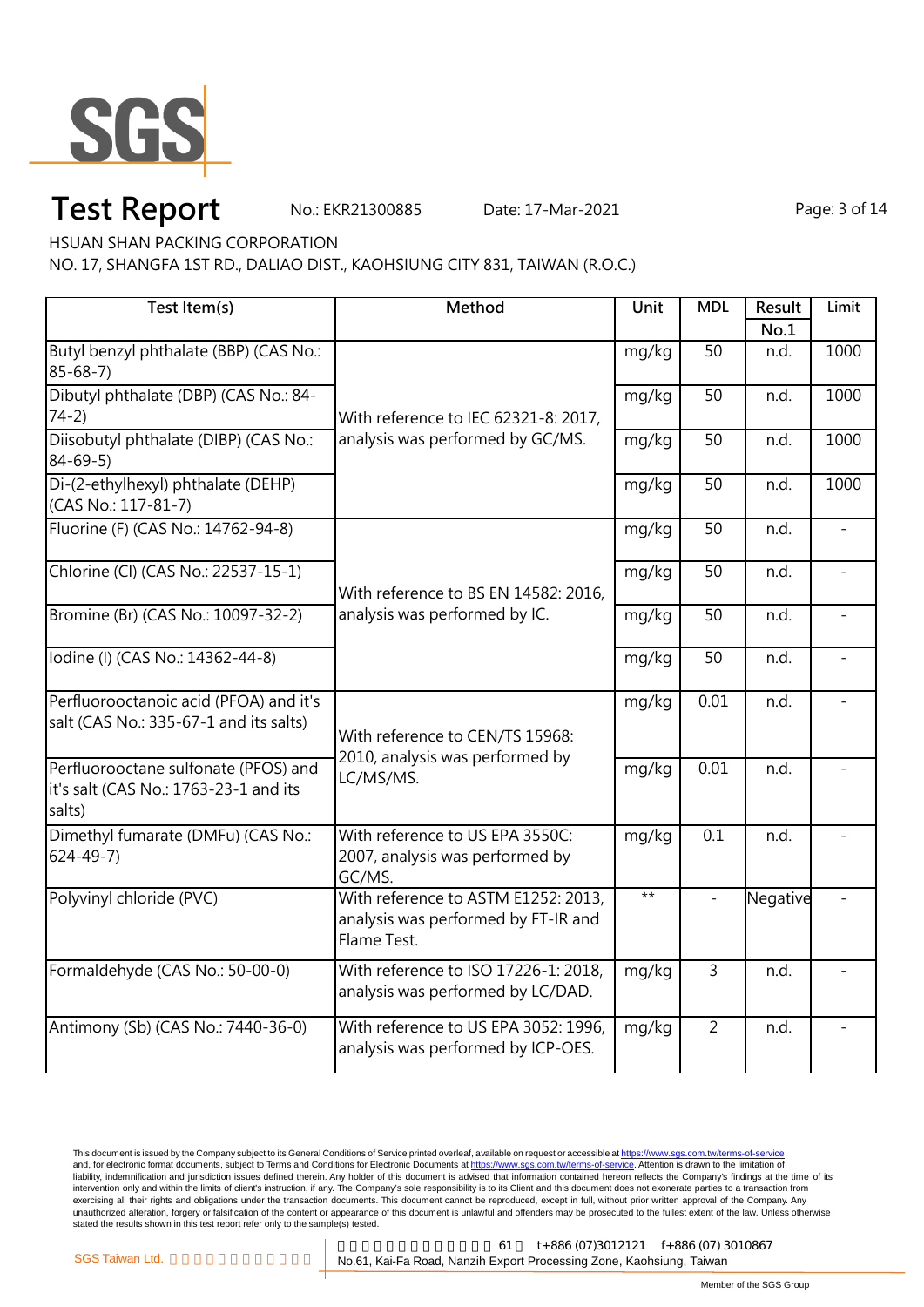# Test Report

No.: EKR21300885 Date: 17-Mar-2021

HSUAN SHAN PACKING CORPORATION

NO. 17, SHANGFA 1ST RD., DALIAO DIST., KAOHSIUNG CITY 831, TAIWAN (R.O.C.)

| Test Item(s) | Method | Unit | MDL | Result No.1 | Limit |
|---|---|---|---|---|---|
| Butyl benzyl phthalate (BBP) (CAS No.: 85-68-7) | With reference to IEC 62321-8: 2017, analysis was performed by GC/MS. | mg/kg | 50 | n.d. | 1000 |
| Dibutyl phthalate (DBP) (CAS No.: 84-74-2) | | mg/kg | 50 | n.d. | 1000 |
| Diisobutyl phthalate (DIBP) (CAS No.: 84-69-5) | | mg/kg | 50 | n.d. | 1000 |
| Di-(2-ethylhexyl) phthalate (DEHP) (CAS No.: 117-81-7) | | mg/kg | 50 | n.d. | 1000 |
| Fluorine (F) (CAS No.: 14762-94-8) | With reference to BS EN 14582: 2016, analysis was performed by IC. | mg/kg | 50 | n.d. | - |
| Chlorine (Cl) (CAS No.: 22537-15-1) | | mg/kg | 50 | n.d. | - |
| Bromine (Br) (CAS No.: 10097-32-2) | | mg/kg | 50 | n.d. | - |
| Iodine (I) (CAS No.: 14362-44-8) | | mg/kg | 50 | n.d. | - |
| Perfluorooctanoic acid (PFOA) and it's salt (CAS No.: 335-67-1 and its salts) | With reference to CEN/TS 15968: 2010, analysis was performed by LC/MS/MS. | mg/kg | 0.01 | n.d. | - |
| Perfluorooctane sulfonate (PFOS) and it's salt (CAS No.: 1763-23-1 and its salts) | | mg/kg | 0.01 | n.d. | - |
| Dimethyl fumarate (DMFu) (CAS No.: 624-49-7) | With reference to US EPA 3550C: 2007, analysis was performed by GC/MS. | mg/kg | 0.1 | n.d. | - |
| Polyvinyl chloride (PVC) | With reference to ASTM E1252: 2013, analysis was performed by FT-IR and Flame Test. | ** | - | Negative | - |
| Formaldehyde (CAS No.: 50-00-0) | With reference to ISO 17226-1: 2018, analysis was performed by LC/DAD. | mg/kg | 3 | n.d. | - |
| Antimony (Sb) (CAS No.: 7440-36-0) | With reference to US EPA 3052: 1996, analysis was performed by ICP-OES. | mg/kg | 2 | n.d. | - |

This document is issued by the Company subject to its General Conditions of Service printed overleaf, available on request or accessible at https://www.sgs.com.tw/terms-of-service and, for electronic format documents, subject to Terms and Conditions for Electronic Documents at https://www.sgs.com.tw/terms-of-service. Attention is drawn to the limitation of liability, indemnification and jurisdiction issues defined therein. Any holder of this document is advised that information contained hereon reflects the Company's findings at the time of its intervention only and within the limits of client's instruction, if any. The Company's sole responsibility is to its Client and this document does not exonerate parties to a transaction from exercising all their rights and obligations under the transaction documents. This document cannot be reproduced, except in full, without prior written approval of the Company. Any unauthorized alteration, forgery or falsification of the content or appearance of this document is unlawful and offenders may be prosecuted to the fullest extent of the law. Unless otherwise stated the results shown in this test report refer only to the sample(s) tested.

SGS Taiwan Ltd. | No.61, Kai-Fa Road, Nanzih Export Processing Zone, Kaohsiung, Taiwan | t+886 (07)3012121 f+886 (07) 3010867

Member of the SGS Group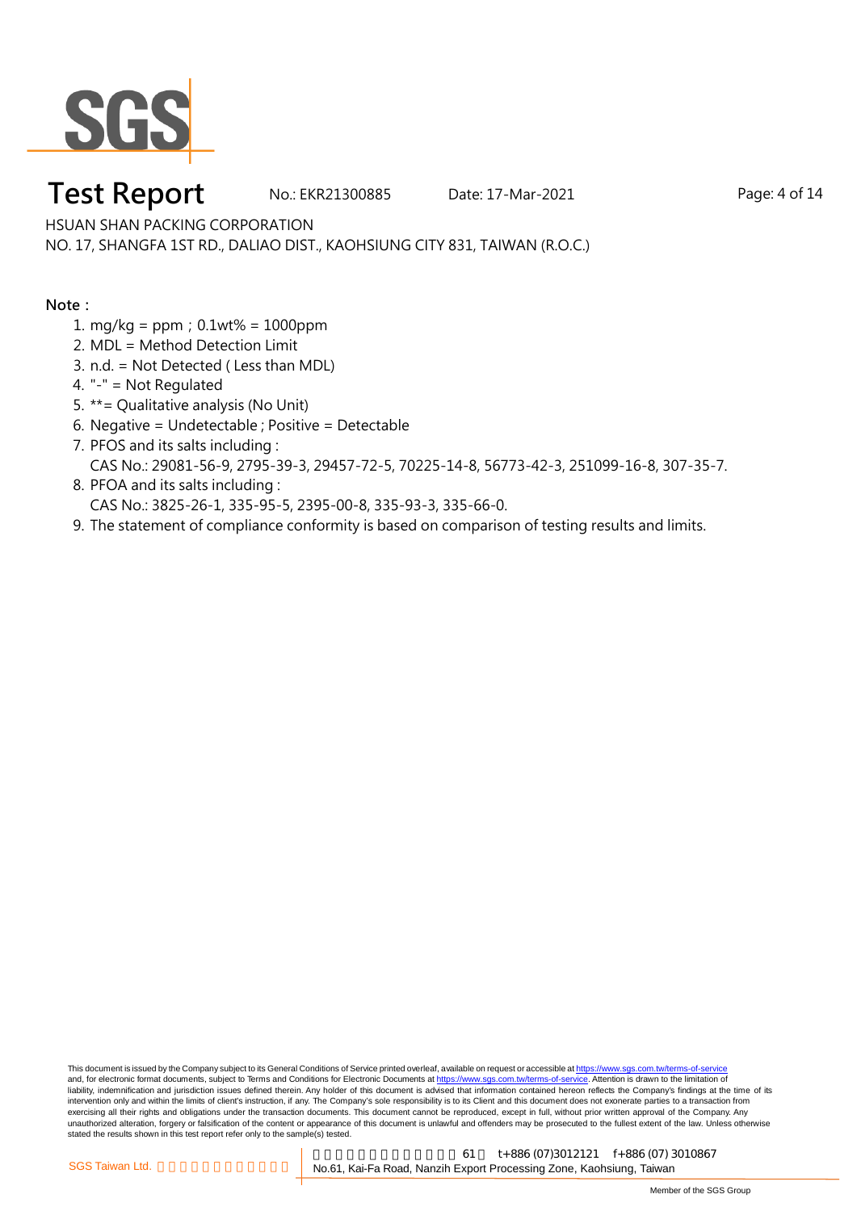HSUAN SHAN PACKING CORPORATION

NO. 17, SHANGFA 1ST RD., DALIAO DIST., KAOHSIUNG CITY 831, TAIWAN (R.O.C.)

**Note：**

1. mg/kg = ppm；0.1wt% = 1000ppm
2. MDL = Method Detection Limit
3. n.d. = Not Detected ( Less than MDL)
4. "-" = Not Regulated
5. **= Qualitative analysis (No Unit)
6. Negative = Undetectable ; Positive = Detectable
7. PFOS and its salts including :
   CAS No.: 29081-56-9, 2795-39-3, 29457-72-5, 70225-14-8, 56773-42-3, 251099-16-8, 307-35-7.
8. PFOA and its salts including :
   CAS No.: 3825-26-1, 335-95-5, 2395-00-8, 335-93-3, 335-66-0.
9. The statement of compliance conformity is based on comparison of testing results and limits.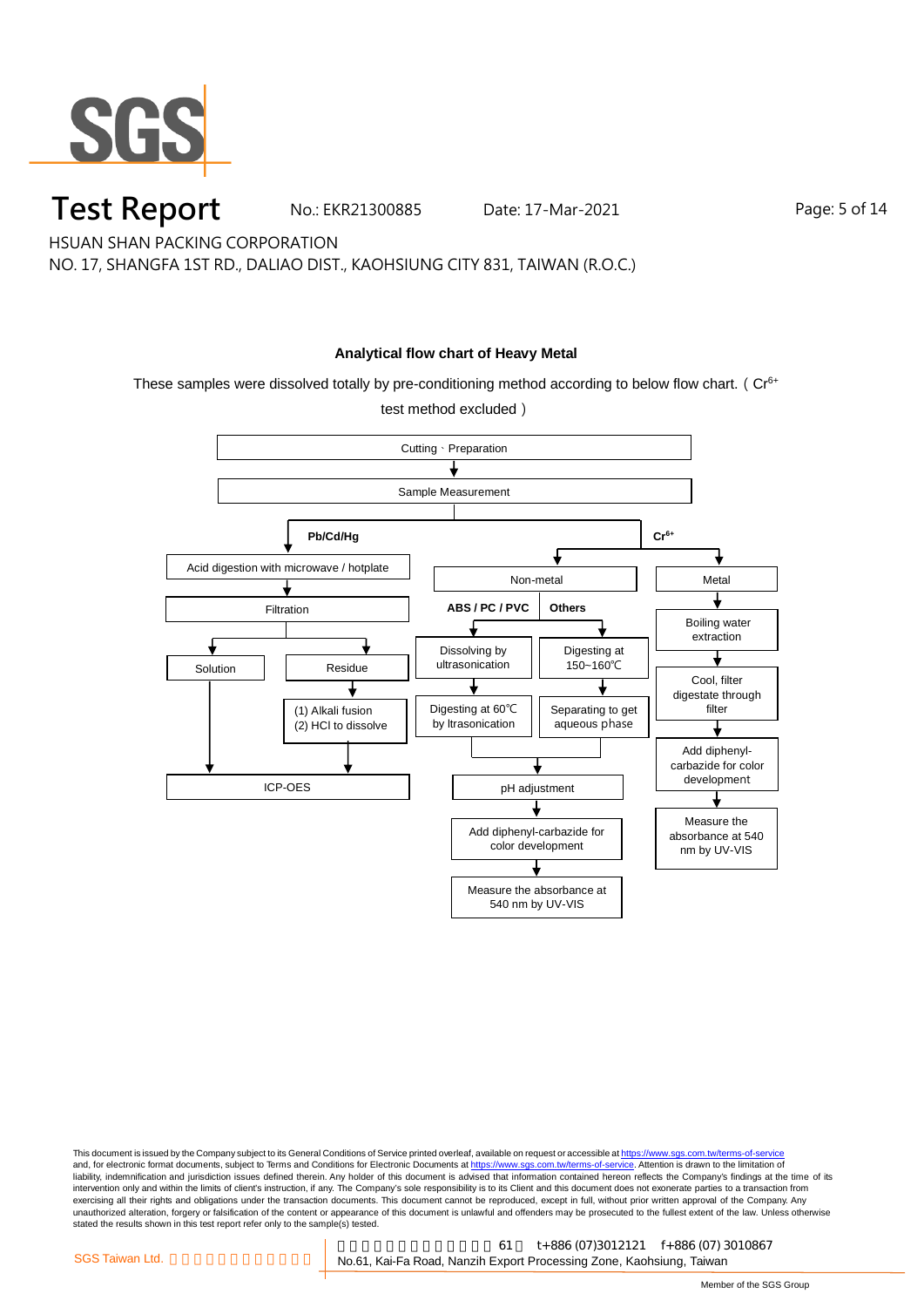# Test Report

No.: EKR21300885 Date: 17-Mar-2021

HSUAN SHAN PACKING CORPORATION

NO. 17, SHANGFA 1ST RD., DALIAO DIST., KAOHSIUNG CITY 831, TAIWAN (R.O.C.)

## Analytical flow chart of Heavy Metal

These samples were dissolved totally by pre-conditioning method according to below flow chart. ( $Cr^{6+}$ test method excluded )

Cutting、Preparation → Sample Measurement

**Pb/Cd/Hg**

- Acid digestion with microwave / hotplate
- Filtration
  - Solution → ICP-OES
  - Residue → (1) Alkali fusion (2) HCl to dissolve → ICP-OES

**$Cr^{6+}$**

- Non-metal
  - **ABS / PC / PVC**: Dissolving by ultrasonication → Digesting at 60℃ by ltrasonication
  - **Others**: Digesting at 150~160℃ → Separating to get aqueous phase
  - → pH adjustment → Add diphenyl-carbazide for color development → Measure the absorbance at 540 nm by UV-VIS
- Metal
  - Boiling water extraction → Cool, filter digestate through filter → Add diphenyl-carbazide for color development → Measure the absorbance at 540 nm by UV-VIS

This document is issued by the Company subject to its General Conditions of Service printed overleaf, available on request or accessible at https://www.sgs.com.tw/terms-of-service and, for electronic format documents, subject to Terms and Conditions for Electronic Documents at https://www.sgs.com.tw/terms-of-service. Attention is drawn to the limitation of liability, indemnification and jurisdiction issues defined therein. Any holder of this document is advised that information contained hereon reflects the Company's findings at the time of its intervention only and within the limits of client's instruction, if any. The Company's sole responsibility is to its Client and this document does not exonerate parties to a transaction from exercising all their rights and obligations under the transaction documents. This document cannot be reproduced, except in full, without prior written approval of the Company. Any unauthorized alteration, forgery or falsification of the content or appearance of this document is unlawful and offenders may be prosecuted to the fullest extent of the law. Unless otherwise stated the results shown in this test report refer only to the sample(s) tested.

SGS Taiwan Ltd. | 61 t+886 (07)3012121 f+886 (07) 3010867 | No.61, Kai-Fa Road, Nanzih Export Processing Zone, Kaohsiung, Taiwan

Member of the SGS Group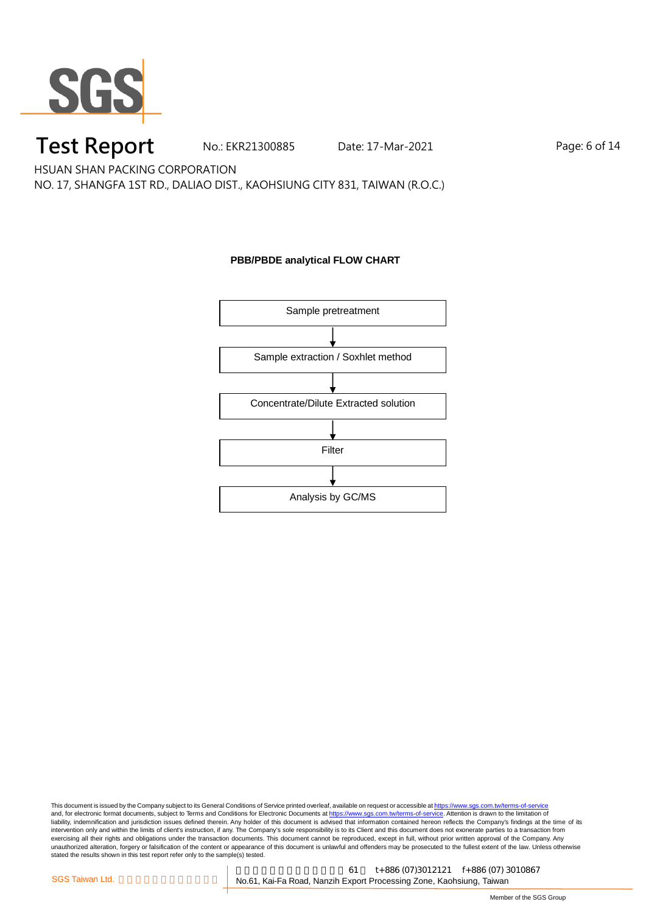# Test Report

No.: EKR21300885 Date: 17-Mar-2021

HSUAN SHAN PACKING CORPORATION

NO. 17, SHANGFA 1ST RD., DALIAO DIST., KAOHSIUNG CITY 831, TAIWAN (R.O.C.)

**PBB/PBDE analytical FLOW CHART**

Sample pretreatment

↓

Sample extraction / Soxhlet method

↓

Concentrate/Dilute Extracted solution

↓

Filter

↓

Analysis by GC/MS

This document is issued by the Company subject to its General Conditions of Service printed overleaf, available on request or accessible at https://www.sgs.com.tw/terms-of-service and, for electronic format documents, subject to Terms and Conditions for Electronic Documents at https://www.sgs.com.tw/terms-of-service. Attention is drawn to the limitation of liability, indemnification and jurisdiction issues defined therein. Any holder of this document is advised that information contained hereon reflects the Company's findings at the time of its intervention only and within the limits of client's instruction, if any. The Company's sole responsibility is to its Client and this document does not exonerate parties to a transaction from exercising all their rights and obligations under the transaction documents. This document cannot be reproduced, except in full, without prior written approval of the Company. Any unauthorized alteration, forgery or falsification of the content or appearance of this document is unlawful and offenders may be prosecuted to the fullest extent of the law. Unless otherwise stated the results shown in this test report refer only to the sample(s) tested.

SGS Taiwan Ltd. | 61 t+886 (07)3012121 f+886 (07) 3010867 | No.61, Kai-Fa Road, Nanzih Export Processing Zone, Kaohsiung, Taiwan

Member of the SGS Group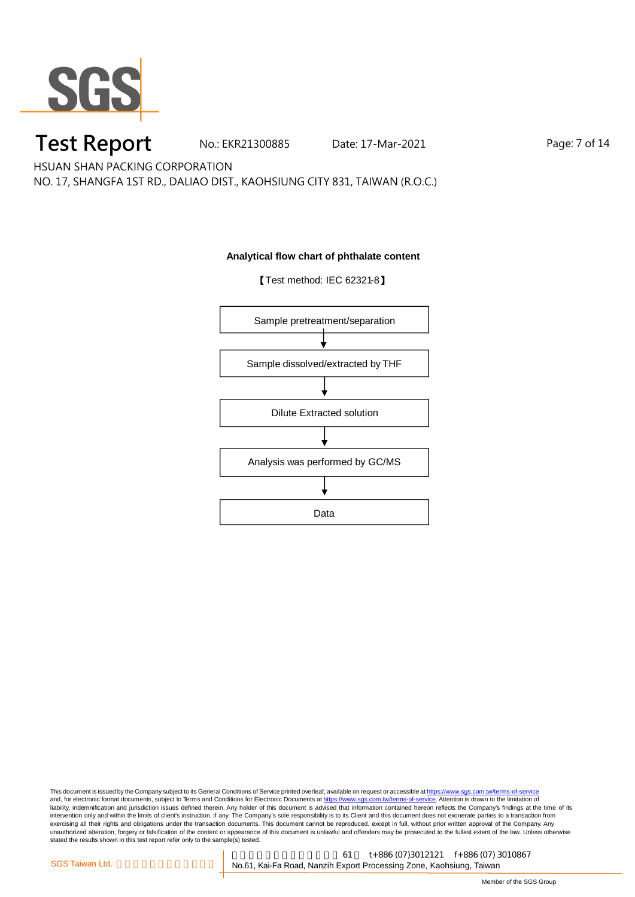**Analytical flow chart of phthalate content**

【Test method: IEC 62321-8】

Sample pretreatment/separation

↓

Sample dissolved/extracted by THF

↓

Dilute Extracted solution

↓

Analysis was performed by GC/MS

↓

Data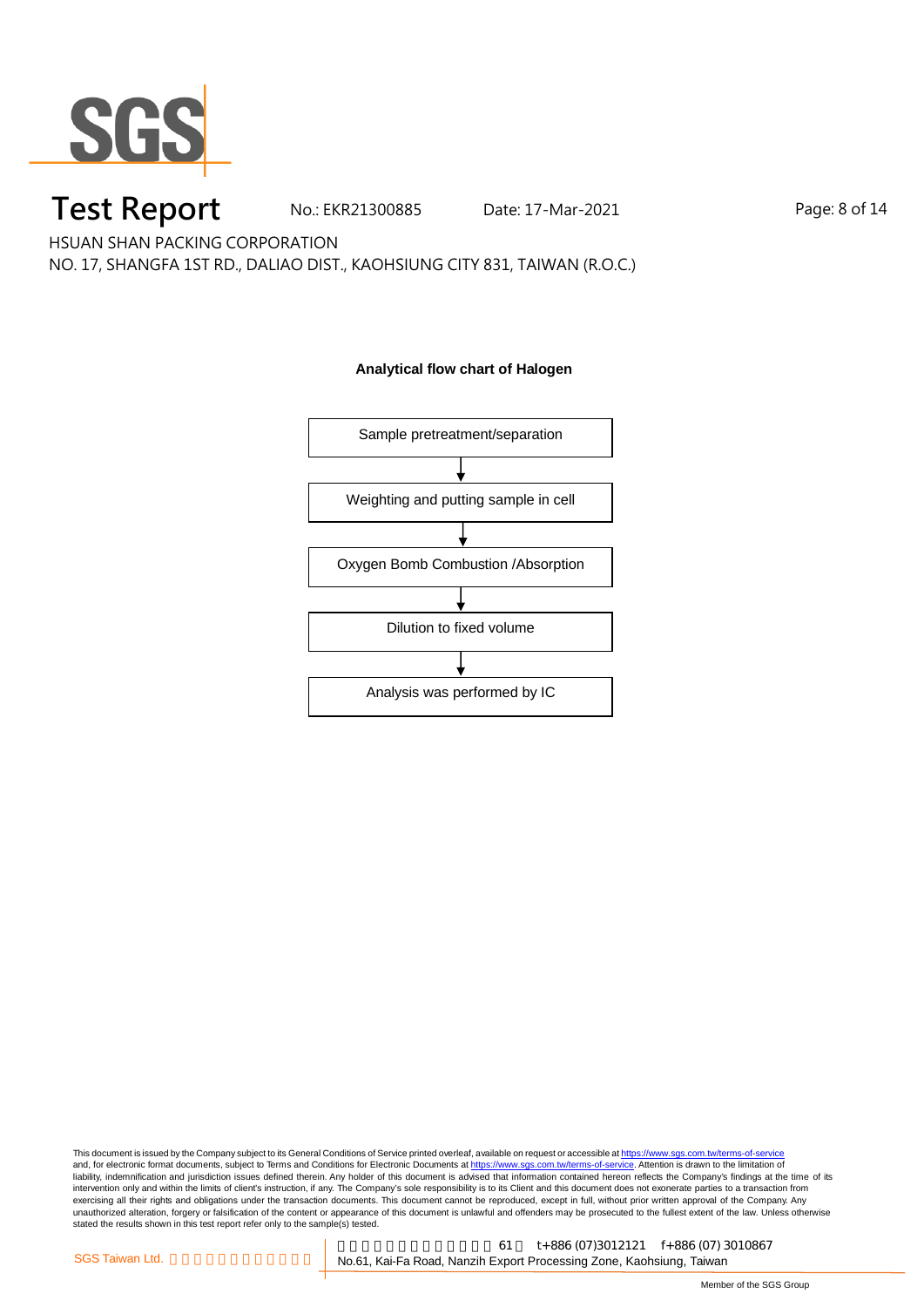## Analytical flow chart of Halogen

Sample pretreatment/separation

↓

Weighting and putting sample in cell

↓

Oxygen Bomb Combustion /Absorption

↓

Dilution to fixed volume

↓

Analysis was performed by IC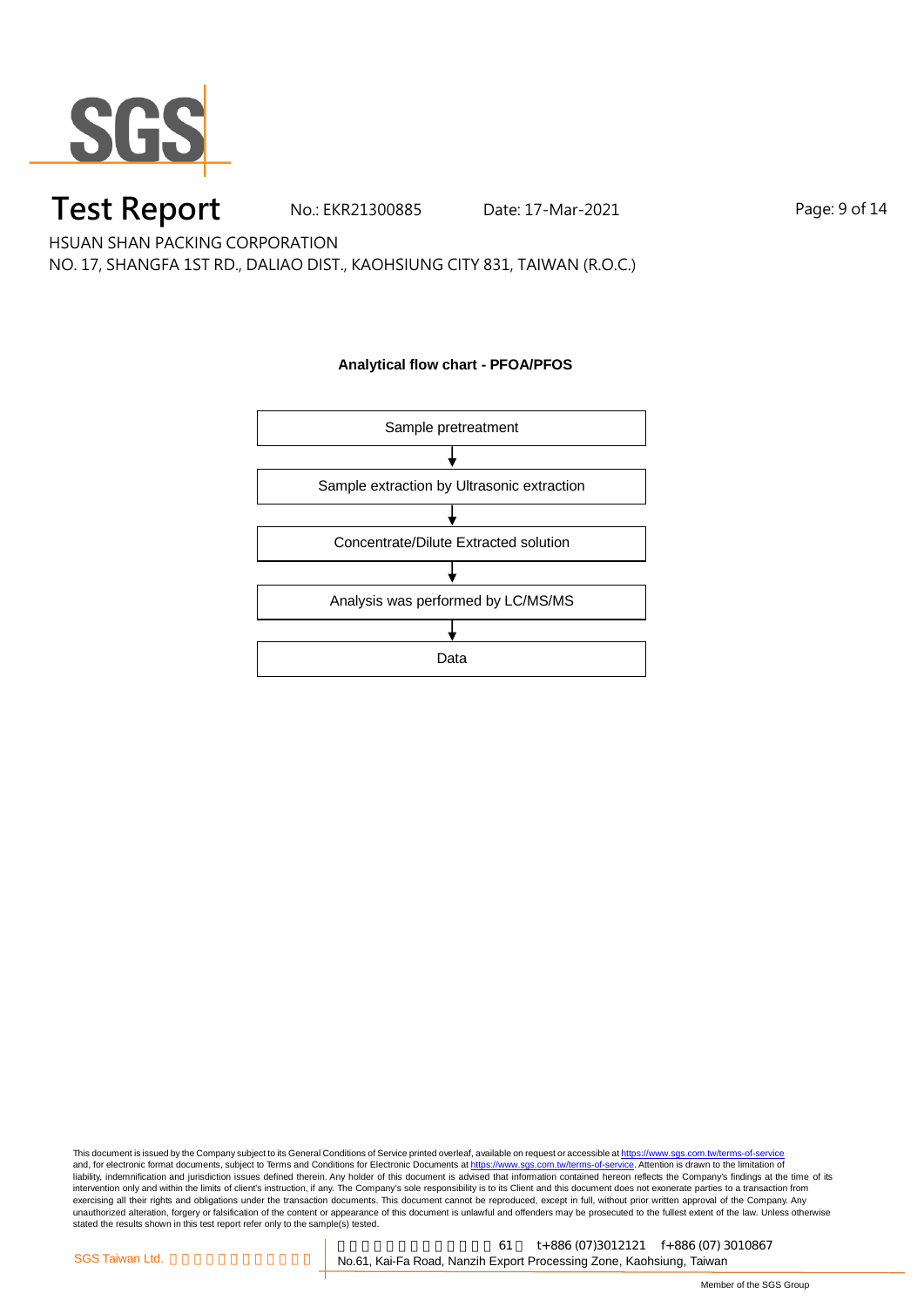# Test Report

No.: EKR21300885 Date: 17-Mar-2021

HSUAN SHAN PACKING CORPORATION

NO. 17, SHANGFA 1ST RD., DALIAO DIST., KAOHSIUNG CITY 831, TAIWAN (R.O.C.)

**Analytical flow chart - PFOA/PFOS**

Sample pretreatment

↓

Sample extraction by Ultrasonic extraction

↓

Concentrate/Dilute Extracted solution

↓

Analysis was performed by LC/MS/MS

↓

Data

This document is issued by the Company subject to its General Conditions of Service printed overleaf, available on request or accessible at https://www.sgs.com.tw/terms-of-service and, for electronic format documents, subject to Terms and Conditions for Electronic Documents at https://www.sgs.com.tw/terms-of-service. Attention is drawn to the limitation of liability, indemnification and jurisdiction issues defined therein. Any holder of this document is advised that information contained hereon reflects the Company's findings at the time of its intervention only and within the limits of client's instruction, if any. The Company's sole responsibility is to its Client and this document does not exonerate parties to a transaction from exercising all their rights and obligations under the transaction documents. This document cannot be reproduced, except in full, without prior written approval of the Company. Any unauthorized alteration, forgery or falsification of the content or appearance of this document is unlawful and offenders may be prosecuted to the fullest extent of the law. Unless otherwise stated the results shown in this test report refer only to the sample(s) tested.

SGS Taiwan Ltd. | No.61, Kai-Fa Road, Nanzih Export Processing Zone, Kaohsiung, Taiwan | t+886 (07)3012121 f+886 (07) 3010867

Member of the SGS Group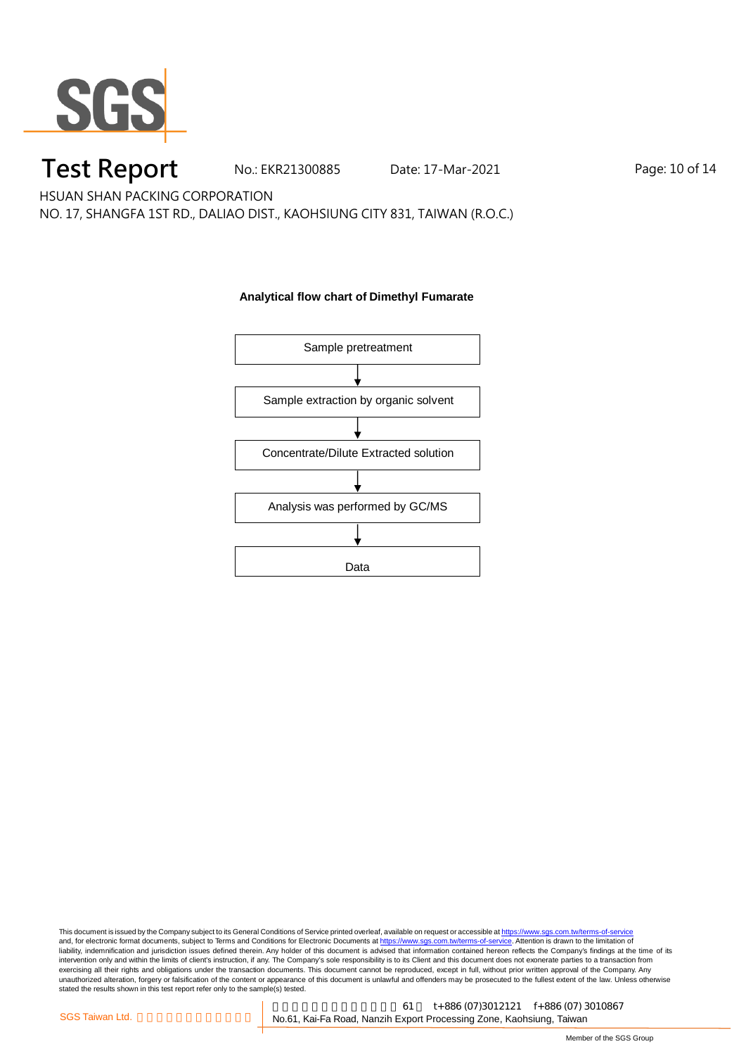# Test Report

No.: EKR21300885 Date: 17-Mar-2021

HSUAN SHAN PACKING CORPORATION

NO. 17, SHANGFA 1ST RD., DALIAO DIST., KAOHSIUNG CITY 831, TAIWAN (R.O.C.)

**Analytical flow chart of Dimethyl Fumarate**

Sample pretreatment

↓

Sample extraction by organic solvent

↓

Concentrate/Dilute Extracted solution

↓

Analysis was performed by GC/MS

↓

Data

This document is issued by the Company subject to its General Conditions of Service printed overleaf, available on request or accessible at https://www.sgs.com.tw/terms-of-service and, for electronic format documents, subject to Terms and Conditions for Electronic Documents at https://www.sgs.com.tw/terms-of-service. Attention is drawn to the limitation of liability, indemnification and jurisdiction issues defined therein. Any holder of this document is advised that information contained hereon reflects the Company's findings at the time of its intervention only and within the limits of client's instruction, if any. The Company's sole responsibility is to its Client and this document does not exonerate parties to a transaction from exercising all their rights and obligations under the transaction documents. This document cannot be reproduced, except in full, without prior written approval of the Company. Any unauthorized alteration, forgery or falsification of the content or appearance of this document is unlawful and offenders may be prosecuted to the fullest extent of the law. Unless otherwise stated the results shown in this test report refer only to the sample(s) tested.

SGS Taiwan Ltd. | No.61, Kai-Fa Road, Nanzih Export Processing Zone, Kaohsiung, Taiwan t+886 (07)3012121 f+886 (07) 3010867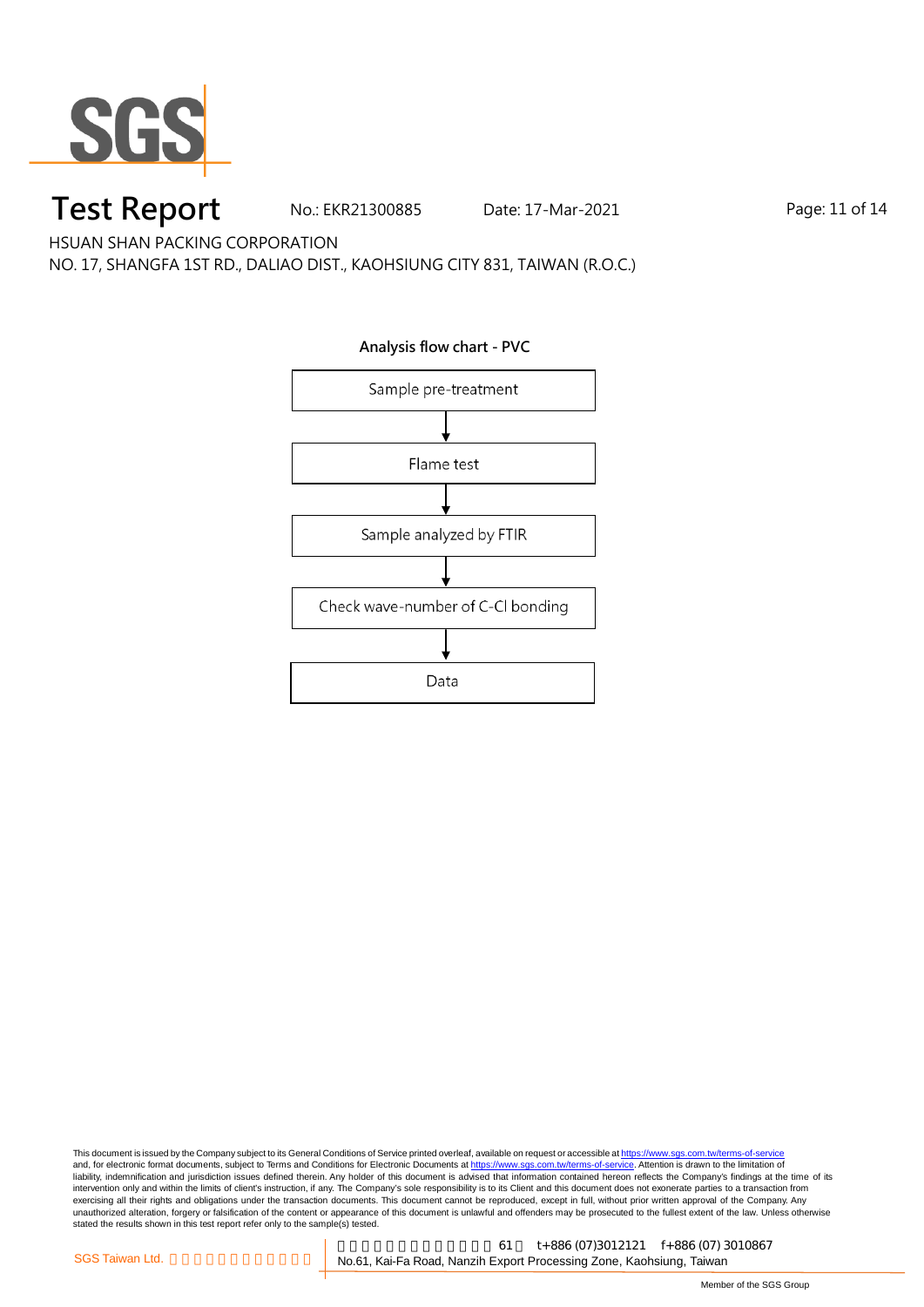# Test Report

No.: EKR21300885　Date: 17-Mar-2021

HSUAN SHAN PACKING CORPORATION

NO. 17, SHANGFA 1ST RD., DALIAO DIST., KAOHSIUNG CITY 831, TAIWAN (R.O.C.)

**Analysis flow chart - PVC**

Sample pre-treatment

↓

Flame test

↓

Sample analyzed by FTIR

↓

Check wave-number of C-Cl bonding

↓

Data

This document is issued by the Company subject to its General Conditions of Service printed overleaf, available on request or accessible at https://www.sgs.com.tw/terms-of-service and, for electronic format documents, subject to Terms and Conditions for Electronic Documents at https://www.sgs.com.tw/terms-of-service. Attention is drawn to the limitation of liability, indemnification and jurisdiction issues defined therein. Any holder of this document is advised that information contained hereon reflects the Company's findings at the time of its intervention only and within the limits of client's instruction, if any. The Company's sole responsibility is to its Client and this document does not exonerate parties to a transaction from exercising all their rights and obligations under the transaction documents. This document cannot be reproduced, except in full, without prior written approval of the Company. Any unauthorized alteration, forgery or falsification of the content or appearance of this document is unlawful and offenders may be prosecuted to the fullest extent of the law. Unless otherwise stated the results shown in this test report refer only to the sample(s) tested.

SGS Taiwan Ltd. | No.61, Kai-Fa Road, Nanzih Export Processing Zone, Kaohsiung, Taiwan　t+886 (07)3012121　f+886 (07) 3010867

Member of the SGS Group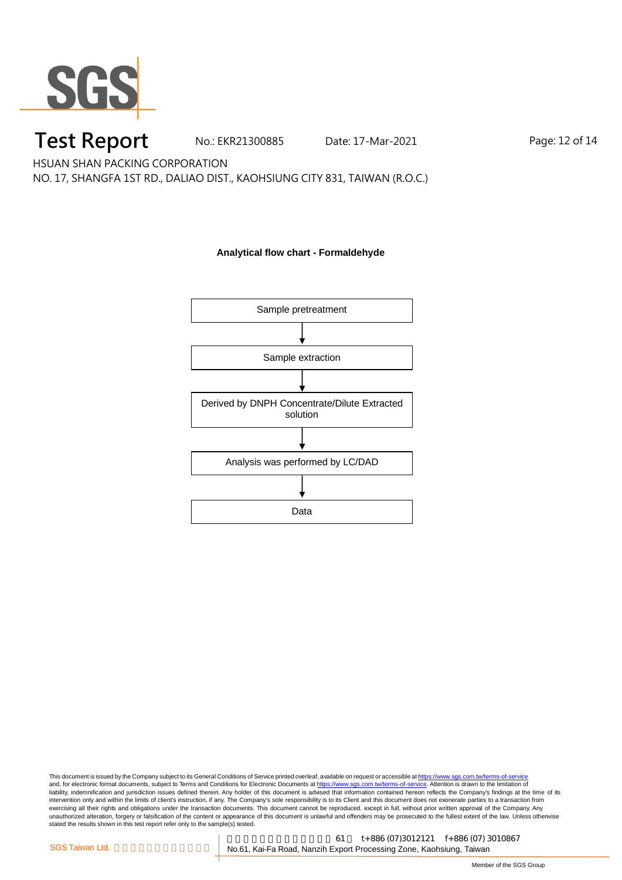# Test Report

No.: EKR21300885　　Date: 17-Mar-2021

HSUAN SHAN PACKING CORPORATION

NO. 17, SHANGFA 1ST RD., DALIAO DIST., KAOHSIUNG CITY 831, TAIWAN (R.O.C.)

**Analytical flow chart - Formaldehyde**

Sample pretreatment

↓

Sample extraction

↓

Derived by DNPH Concentrate/Dilute Extracted solution

↓

Analysis was performed by LC/DAD

↓

Data

This document is issued by the Company subject to its General Conditions of Service printed overleaf, available on request or accessible at https://www.sgs.com.tw/terms-of-service and, for electronic format documents, subject to Terms and Conditions for Electronic Documents at https://www.sgs.com.tw/terms-of-service. Attention is drawn to the limitation of liability, indemnification and jurisdiction issues defined therein. Any holder of this document is advised that information contained hereon reflects the Company's findings at the time of its intervention only and within the limits of client's instruction, if any. The Company's sole responsibility is to its Client and this document does not exonerate parties to a transaction from exercising all their rights and obligations under the transaction documents. This document cannot be reproduced, except in full, without prior written approval of the Company. Any unauthorized alteration, forgery or falsification of the content or appearance of this document is unlawful and offenders may be prosecuted to the fullest extent of the law. Unless otherwise stated the results shown in this test report refer only to the sample(s) tested.

SGS Taiwan Ltd. | 61 t+886 (07)3012121 f+886 (07) 3010867 | No.61, Kai-Fa Road, Nanzih Export Processing Zone, Kaohsiung, Taiwan

Member of the SGS Group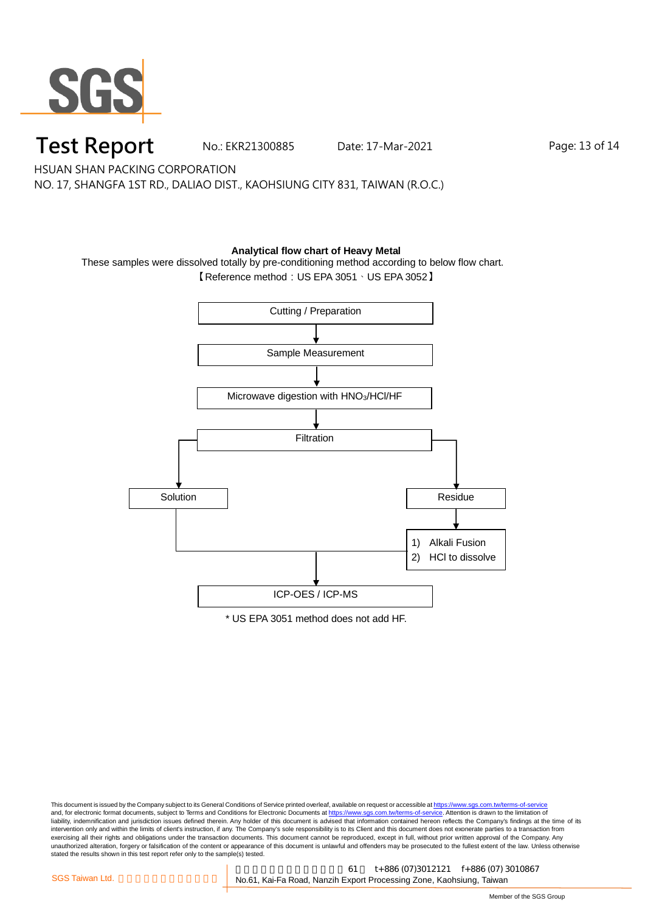# Test Report

No.: EKR21300885 Date: 17-Mar-2021

HSUAN SHAN PACKING CORPORATION
NO. 17, SHANGFA 1ST RD., DALIAO DIST., KAOHSIUNG CITY 831, TAIWAN (R.O.C.)

**Analytical flow chart of Heavy Metal**

These samples were dissolved totally by pre-conditioning method according to below flow chart.

【Reference method：US EPA 3051、US EPA 3052】

- Cutting / Preparation
- ↓
- Sample Measurement
- ↓
- Microwave digestion with $HNO_3$/HCl/HF
- ↓
- Filtration
  - → Solution
  - → Residue → 1) Alkali Fusion 2) HCl to dissolve
- Solution + dissolved residue ↓
- ICP-OES / ICP-MS

\* US EPA 3051 method does not add HF.

This document is issued by the Company subject to its General Conditions of Service printed overleaf, available on request or accessible at https://www.sgs.com.tw/terms-of-service and, for electronic format documents, subject to Terms and Conditions for Electronic Documents at https://www.sgs.com.tw/terms-of-service. Attention is drawn to the limitation of liability, indemnification and jurisdiction issues defined therein. Any holder of this document is advised that information contained hereon reflects the Company's findings at the time of its intervention only and within the limits of client's instruction, if any. The Company's sole responsibility is to its Client and this document does not exonerate parties to a transaction from exercising all their rights and obligations under the transaction documents. This document cannot be reproduced, except in full, without prior written approval of the Company. Any unauthorized alteration, forgery or falsification of the content or appearance of this document is unlawful and offenders may be prosecuted to the fullest extent of the law. Unless otherwise stated the results shown in this test report refer only to the sample(s) tested.

SGS Taiwan Ltd. | No.61, Kai-Fa Road, Nanzih Export Processing Zone, Kaohsiung, Taiwan | t+886 (07)3012121 f+886 (07) 3010867

Member of the SGS Group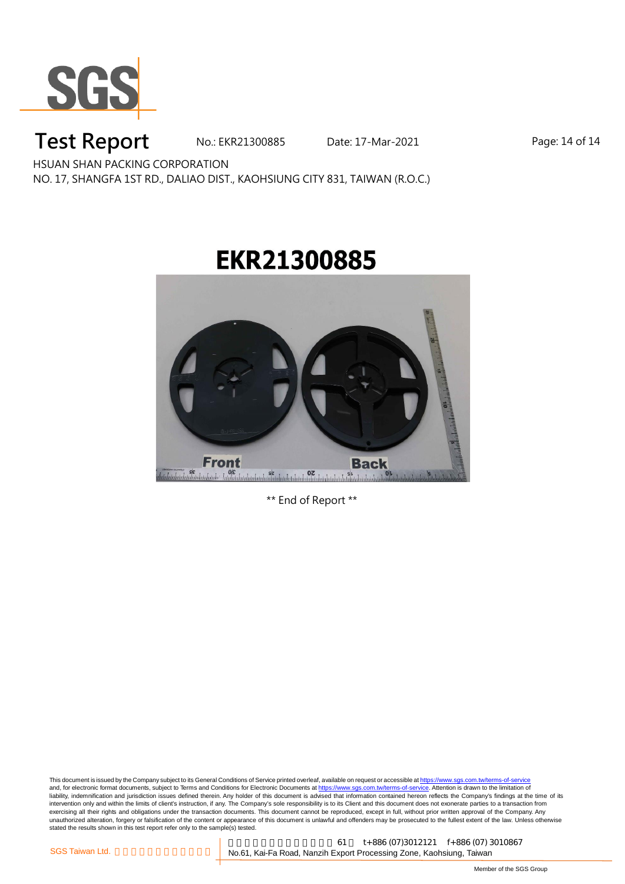HSUAN SHAN PACKING CORPORATION
NO. 17, SHANGFA 1ST RD., DALIAO DIST., KAOHSIUNG CITY 831, TAIWAN (R.O.C.)

# EKR21300885

Front

Back

** End of Report **

This document is issued by the Company subject to its General Conditions of Service printed overleaf, available on request or accessible at https://www.sgs.com.tw/terms-of-service and, for electronic format documents, subject to Terms and Conditions for Electronic Documents at https://www.sgs.com.tw/terms-of-service. Attention is drawn to the limitation of liability, indemnification and jurisdiction issues defined therein. Any holder of this document is advised that information contained hereon reflects the Company's findings at the time of its intervention only and within the limits of client's instruction, if any. The Company's sole responsibility is to its Client and this document does not exonerate parties to a transaction from exercising all their rights and obligations under the transaction documents. This document cannot be reproduced, except in full, without prior written approval of the Company. Any unauthorized alteration, forgery or falsification of the content or appearance of this document is unlawful and offenders may be prosecuted to the fullest extent of the law. Unless otherwise stated the results shown in this test report refer only to the sample(s) tested.

SGS Taiwan Ltd. | 61 t+886 (07)3012121 f+886 (07) 3010867
No.61, Kai-Fa Road, Nanzih Export Processing Zone, Kaohsiung, Taiwan

Member of the SGS Group